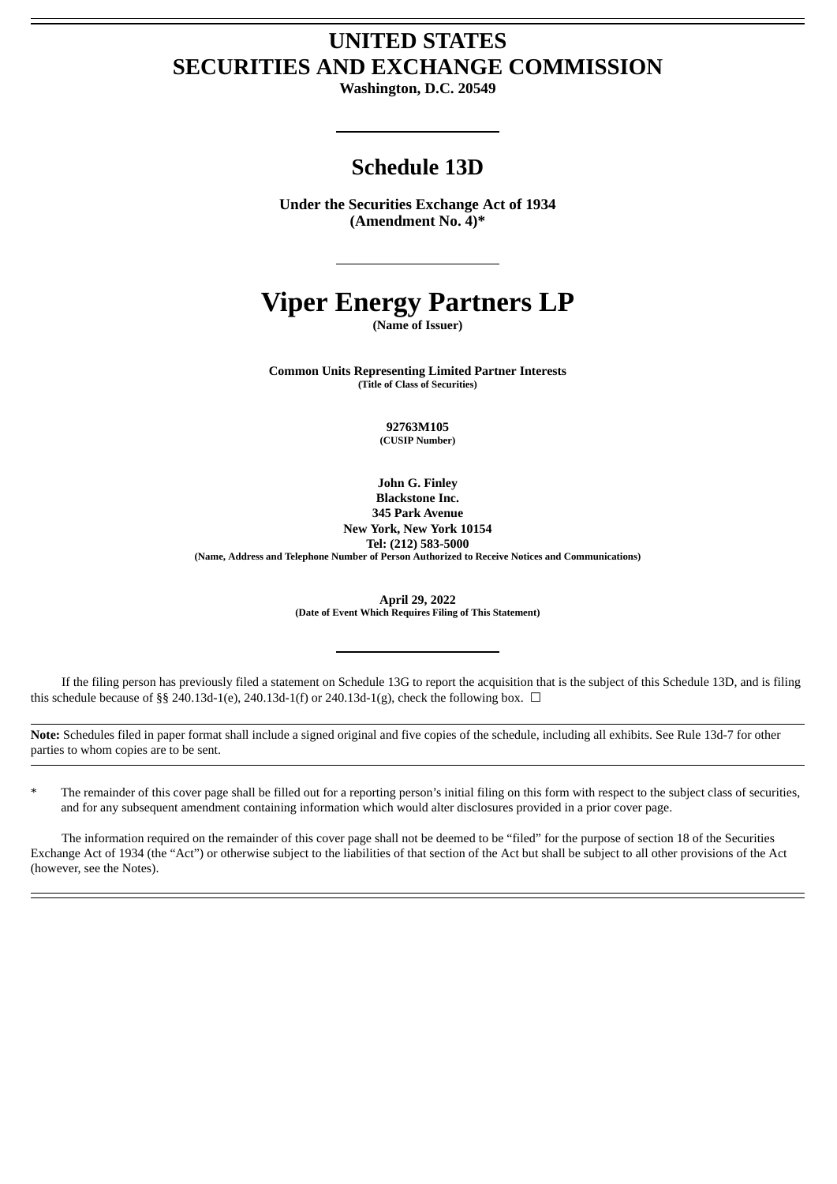# UNITED STATES
# SECURITIES AND EXCHANGE COMMISSION

**Washington, D.C. 20549**

## Schedule 13D

**Under the Securities Exchange Act of 1934**
**(Amendment No. 4)***

# Viper Energy Partners LP

**(Name of Issuer)**

**Common Units Representing Limited Partner Interests**
**(Title of Class of Securities)**

**92763M105**
**(CUSIP Number)**

**John G. Finley**
**Blackstone Inc.**
**345 Park Avenue**
**New York, New York 10154**
**Tel: (212) 583-5000**
**(Name, Address and Telephone Number of Person Authorized to Receive Notices and Communications)**

**April 29, 2022**
**(Date of Event Which Requires Filing of This Statement)**

If the filing person has previously filed a statement on Schedule 13G to report the acquisition that is the subject of this Schedule 13D, and is filing this schedule because of §§ 240.13d-1(e), 240.13d-1(f) or 240.13d-1(g), check the following box. ☐

**Note:** Schedules filed in paper format shall include a signed original and five copies of the schedule, including all exhibits. See Rule 13d-7 for other parties to whom copies are to be sent.

\* The remainder of this cover page shall be filled out for a reporting person's initial filing on this form with respect to the subject class of securities, and for any subsequent amendment containing information which would alter disclosures provided in a prior cover page.

The information required on the remainder of this cover page shall not be deemed to be "filed" for the purpose of section 18 of the Securities Exchange Act of 1934 (the "Act") or otherwise subject to the liabilities of that section of the Act but shall be subject to all other provisions of the Act (however, see the Notes).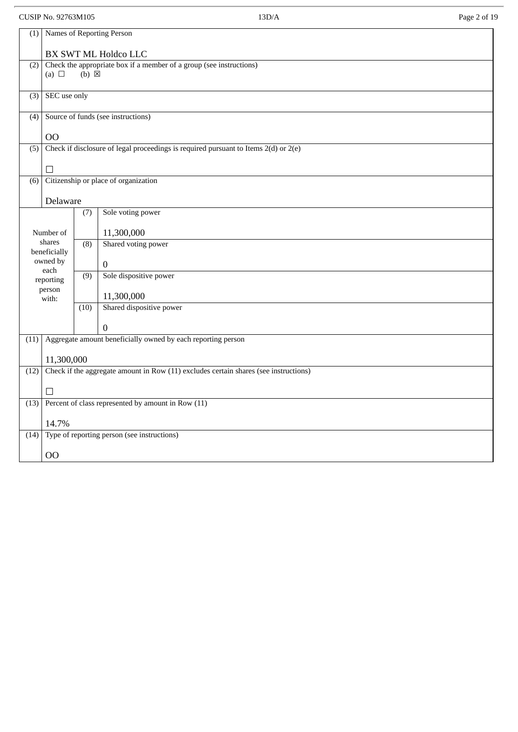CUSIP No. 92763M105 13D/A

| (1) | Names of Reporting Person<br><br>BX SWT ML Holdco LLC | | |
|---|---|---|---|
| (2) | Check the appropriate box if a member of a group (see instructions)<br>(a) ☐ (b) ☒ | | |
| (3) | SEC use only | | |
| (4) | Source of funds (see instructions)<br><br>OO | | |
| (5) | Check if disclosure of legal proceedings is required pursuant to Items 2(d) or 2(e)<br><br>☐ | | |
| (6) | Citizenship or place of organization<br><br>Delaware | | |
| Number of shares beneficially owned by each reporting person with: | | (7) | Sole voting power<br><br>11,300,000 |
| | | (8) | Shared voting power<br><br>0 |
| | | (9) | Sole dispositive power<br><br>11,300,000 |
| | | (10) | Shared dispositive power<br><br>0 |
| (11) | Aggregate amount beneficially owned by each reporting person<br><br>11,300,000 | | |
| (12) | Check if the aggregate amount in Row (11) excludes certain shares (see instructions)<br><br>☐ | | |
| (13) | Percent of class represented by amount in Row (11)<br><br>14.7% | | |
| (14) | Type of reporting person (see instructions)<br><br>OO | | |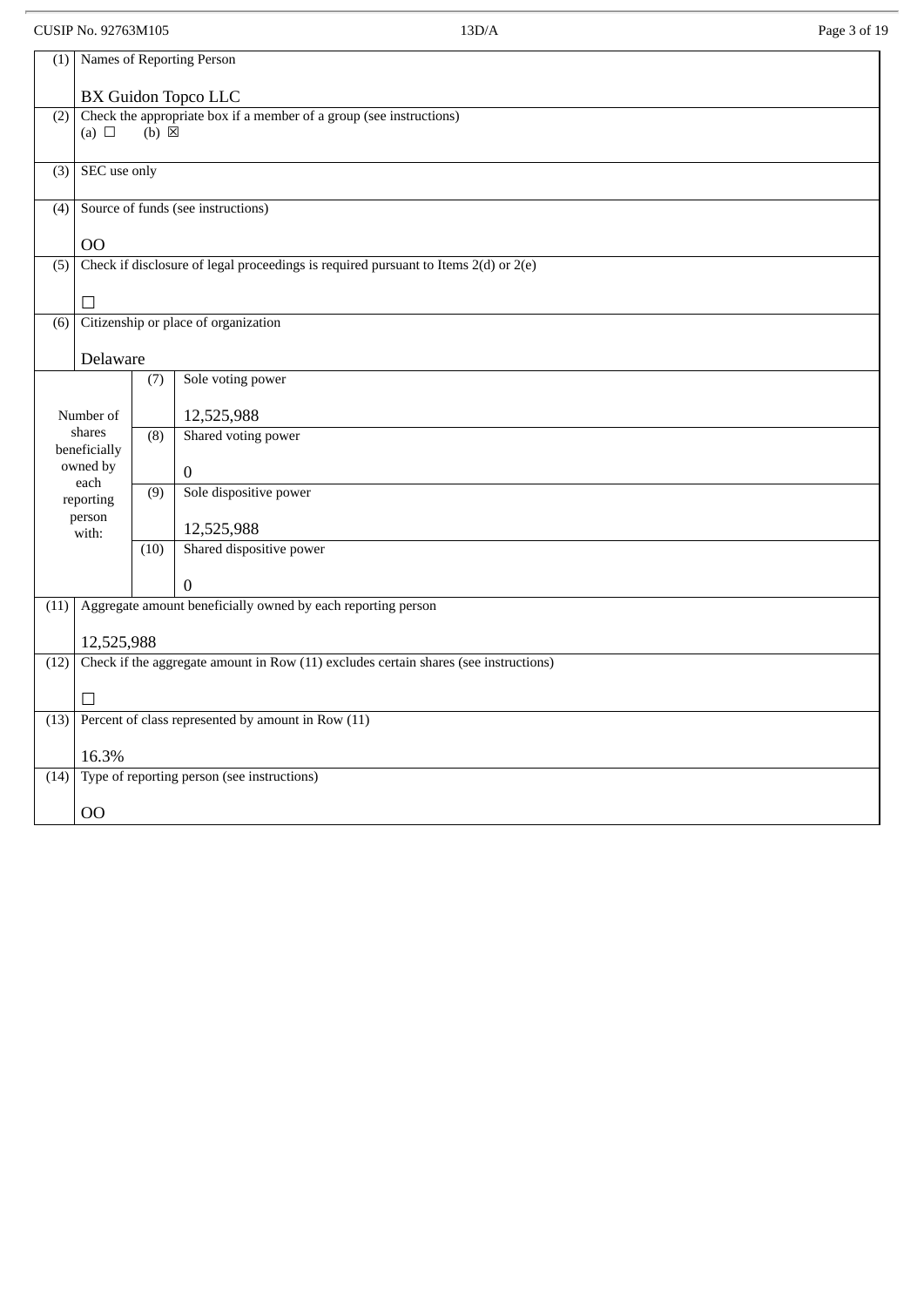CUSIP No. 92763M105 13D/A

| (1) | Names of Reporting Person<br><br>BX Guidon Topco LLC | | |
|---|---|---|---|
| (2) | Check the appropriate box if a member of a group (see instructions)<br>(a) ☐ (b) ☒ | | |
| (3) | SEC use only | | |
| (4) | Source of funds (see instructions)<br><br>OO | | |
| (5) | Check if disclosure of legal proceedings is required pursuant to Items 2(d) or 2(e)<br><br>☐ | | |
| (6) | Citizenship or place of organization<br><br>Delaware | | |
| Number of shares beneficially owned by each reporting person with: | | (7) | Sole voting power<br><br>12,525,988 |
| | | (8) | Shared voting power<br><br>0 |
| | | (9) | Sole dispositive power<br><br>12,525,988 |
| | | (10) | Shared dispositive power<br><br>0 |
| (11) | Aggregate amount beneficially owned by each reporting person<br><br>12,525,988 | | |
| (12) | Check if the aggregate amount in Row (11) excludes certain shares (see instructions)<br><br>☐ | | |
| (13) | Percent of class represented by amount in Row (11)<br><br>16.3% | | |
| (14) | Type of reporting person (see instructions)<br><br>OO | | |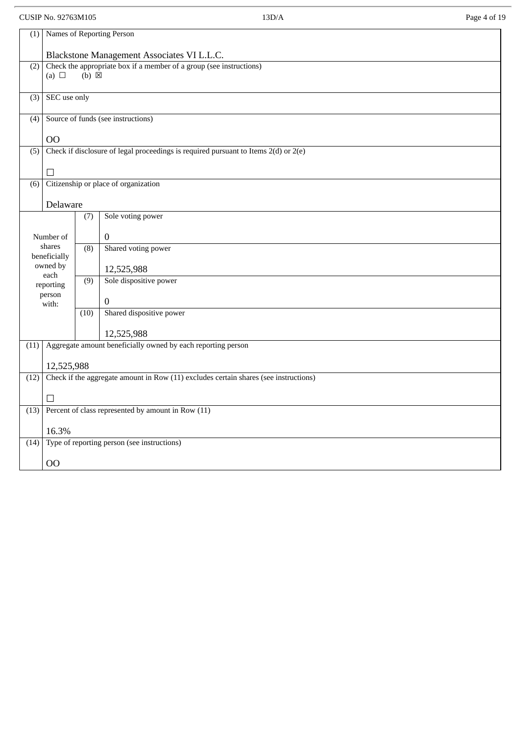| (1) | Names of Reporting Person<br><br>Blackstone Management Associates VI L.L.C. | | |
|---|---|---|---|
| (2) | Check the appropriate box if a member of a group (see instructions)<br>(a) ☐ (b) ☒ | | |
| (3) | SEC use only | | |
| (4) | Source of funds (see instructions)<br><br>OO | | |
| (5) | Check if disclosure of legal proceedings is required pursuant to Items 2(d) or 2(e)<br><br>☐ | | |
| (6) | Citizenship or place of organization<br><br>Delaware | | |
| Number of shares beneficially owned by each reporting person with: | | (7) | Sole voting power<br><br>0 |
| | | (8) | Shared voting power<br><br>12,525,988 |
| | | (9) | Sole dispositive power<br><br>0 |
| | | (10) | Shared dispositive power<br><br>12,525,988 |
| (11) | Aggregate amount beneficially owned by each reporting person<br><br>12,525,988 | | |
| (12) | Check if the aggregate amount in Row (11) excludes certain shares (see instructions)<br><br>☐ | | |
| (13) | Percent of class represented by amount in Row (11)<br><br>16.3% | | |
| (14) | Type of reporting person (see instructions)<br><br>OO | | |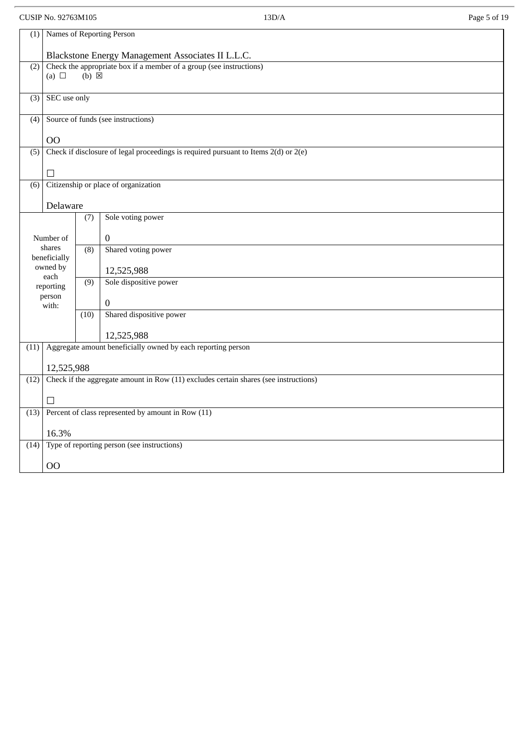| (1) | Names of Reporting Person<br><br>Blackstone Energy Management Associates II L.L.C. | | |
|---|---|---|---|
| (2) | Check the appropriate box if a member of a group (see instructions)<br>(a) ☐ (b) ☒ | | |
| (3) | SEC use only | | |
| (4) | Source of funds (see instructions)<br><br>OO | | |
| (5) | Check if disclosure of legal proceedings is required pursuant to Items 2(d) or 2(e)<br><br>☐ | | |
| (6) | Citizenship or place of organization<br><br>Delaware | | |
| Number of shares beneficially owned by each reporting person with: | | (7) | Sole voting power<br><br>0 |
| | | (8) | Shared voting power<br><br>12,525,988 |
| | | (9) | Sole dispositive power<br><br>0 |
| | | (10) | Shared dispositive power<br><br>12,525,988 |
| (11) | Aggregate amount beneficially owned by each reporting person<br><br>12,525,988 | | |
| (12) | Check if the aggregate amount in Row (11) excludes certain shares (see instructions)<br><br>☐ | | |
| (13) | Percent of class represented by amount in Row (11)<br><br>16.3% | | |
| (14) | Type of reporting person (see instructions)<br><br>OO | | |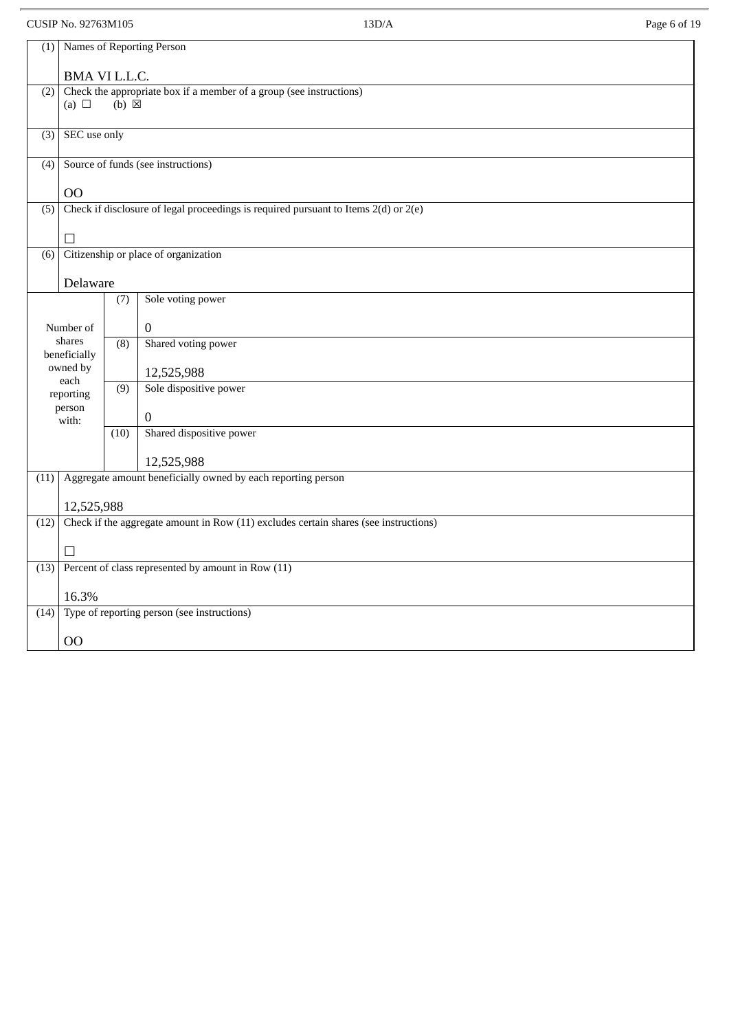| (1) | Names of Reporting Person<br><br>BMA VI L.L.C. | | |
|---|---|---|---|
| (2) | Check the appropriate box if a member of a group (see instructions)<br>(a) ☐ (b) ☒ | | |
| (3) | SEC use only | | |
| (4) | Source of funds (see instructions)<br><br>OO | | |
| (5) | Check if disclosure of legal proceedings is required pursuant to Items 2(d) or 2(e)<br><br>☐ | | |
| (6) | Citizenship or place of organization<br><br>Delaware | | |
| Number of shares beneficially owned by each reporting person with: | (7) | Sole voting power<br><br>0 | |
| | (8) | Shared voting power<br><br>12,525,988 | |
| | (9) | Sole dispositive power<br><br>0 | |
| | (10) | Shared dispositive power<br><br>12,525,988 | |
| (11) | Aggregate amount beneficially owned by each reporting person<br><br>12,525,988 | | |
| (12) | Check if the aggregate amount in Row (11) excludes certain shares (see instructions)<br><br>☐ | | |
| (13) | Percent of class represented by amount in Row (11)<br><br>16.3% | | |
| (14) | Type of reporting person (see instructions)<br><br>OO | | |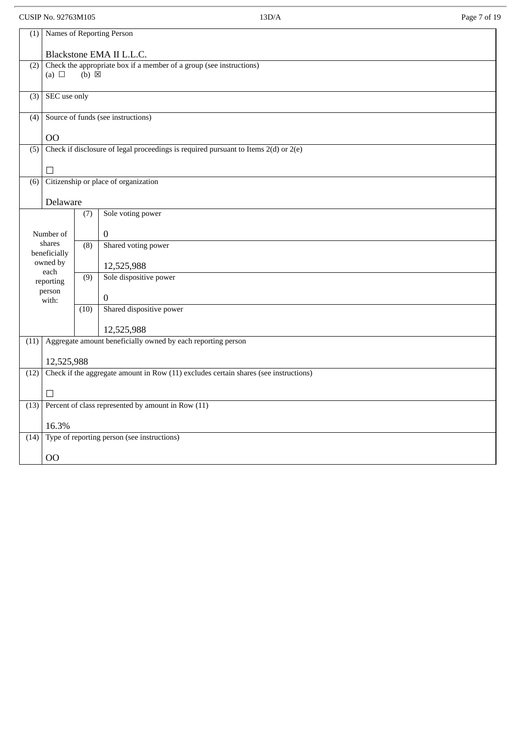CUSIP No. 92763M105

| (1) | Names of Reporting Person<br><br>Blackstone EMA II L.L.C. | | |
|---|---|---|---|
| (2) | Check the appropriate box if a member of a group (see instructions)<br>(a) ☐ (b) ☒ | | |
| (3) | SEC use only | | |
| (4) | Source of funds (see instructions)<br><br>OO | | |
| (5) | Check if disclosure of legal proceedings is required pursuant to Items 2(d) or 2(e)<br><br>☐ | | |
| (6) | Citizenship or place of organization<br><br>Delaware | | |
| Number of shares beneficially owned by each reporting person with: | | (7) | Sole voting power<br><br>0 |
| | | (8) | Shared voting power<br><br>12,525,988 |
| | | (9) | Sole dispositive power<br><br>0 |
| | | (10) | Shared dispositive power<br><br>12,525,988 |
| (11) | Aggregate amount beneficially owned by each reporting person<br><br>12,525,988 | | |
| (12) | Check if the aggregate amount in Row (11) excludes certain shares (see instructions)<br><br>☐ | | |
| (13) | Percent of class represented by amount in Row (11)<br><br>16.3% | | |
| (14) | Type of reporting person (see instructions)<br><br>OO | | |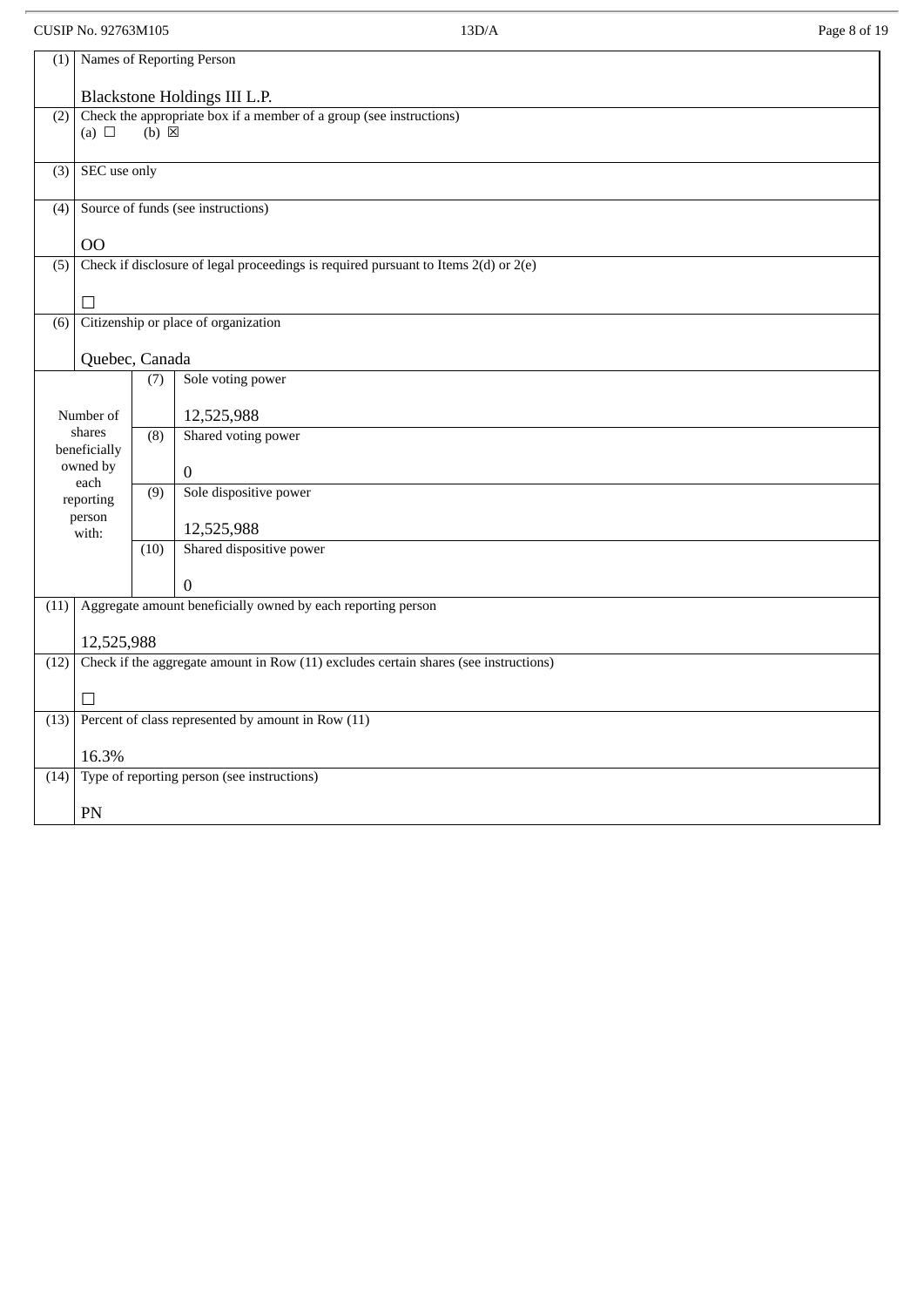CUSIP No. 92763M105

| (1) | Names of Reporting Person<br><br>Blackstone Holdings III L.P. | | |
|---|---|---|---|
| (2) | Check the appropriate box if a member of a group (see instructions)<br>(a) ☐ (b) ☒ | | |
| (3) | SEC use only | | |
| (4) | Source of funds (see instructions)<br><br>OO | | |
| (5) | Check if disclosure of legal proceedings is required pursuant to Items 2(d) or 2(e)<br><br>☐ | | |
| (6) | Citizenship or place of organization<br><br>Quebec, Canada | | |
| Number of shares beneficially owned by each reporting person with: | | (7) | Sole voting power<br><br>12,525,988 |
| | | (8) | Shared voting power<br><br>0 |
| | | (9) | Sole dispositive power<br><br>12,525,988 |
| | | (10) | Shared dispositive power<br><br>0 |
| (11) | Aggregate amount beneficially owned by each reporting person<br><br>12,525,988 | | |
| (12) | Check if the aggregate amount in Row (11) excludes certain shares (see instructions)<br><br>☐ | | |
| (13) | Percent of class represented by amount in Row (11)<br><br>16.3% | | |
| (14) | Type of reporting person (see instructions)<br><br>PN | | |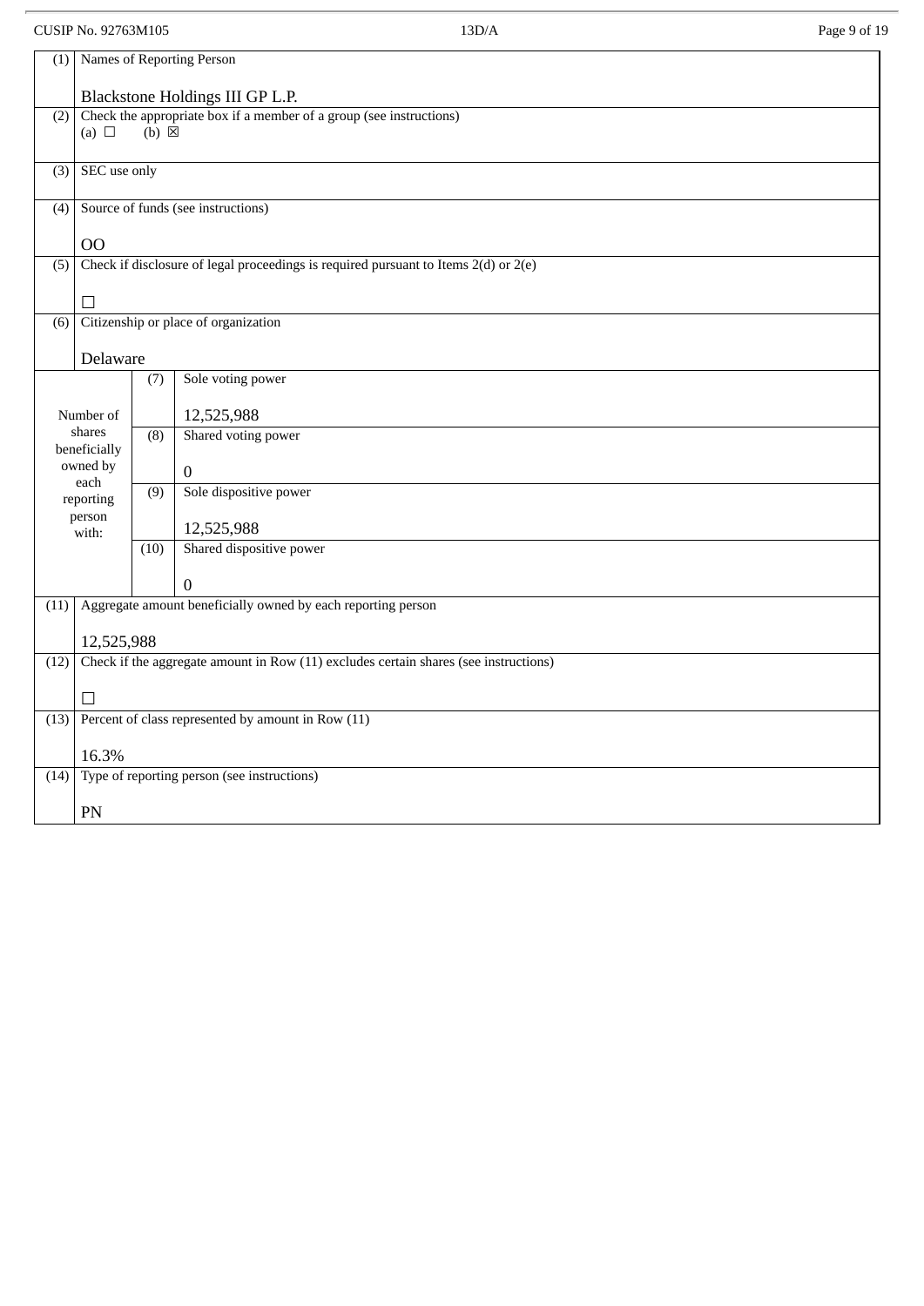| (1) | Names of Reporting Person<br><br>Blackstone Holdings III GP L.P. | | |
|---|---|---|---|
| (2) | Check the appropriate box if a member of a group (see instructions)<br>(a) ☐ (b) ☒ | | |
| (3) | SEC use only | | |
| (4) | Source of funds (see instructions)<br><br>OO | | |
| (5) | Check if disclosure of legal proceedings is required pursuant to Items 2(d) or 2(e)<br><br>☐ | | |
| (6) | Citizenship or place of organization<br><br>Delaware | | |
| Number of shares beneficially owned by each reporting person with: | | (7) | Sole voting power<br><br>12,525,988 |
| | | (8) | Shared voting power<br><br>0 |
| | | (9) | Sole dispositive power<br><br>12,525,988 |
| | | (10) | Shared dispositive power<br><br>0 |
| (11) | Aggregate amount beneficially owned by each reporting person<br><br>12,525,988 | | |
| (12) | Check if the aggregate amount in Row (11) excludes certain shares (see instructions)<br><br>☐ | | |
| (13) | Percent of class represented by amount in Row (11)<br><br>16.3% | | |
| (14) | Type of reporting person (see instructions)<br><br>PN | | |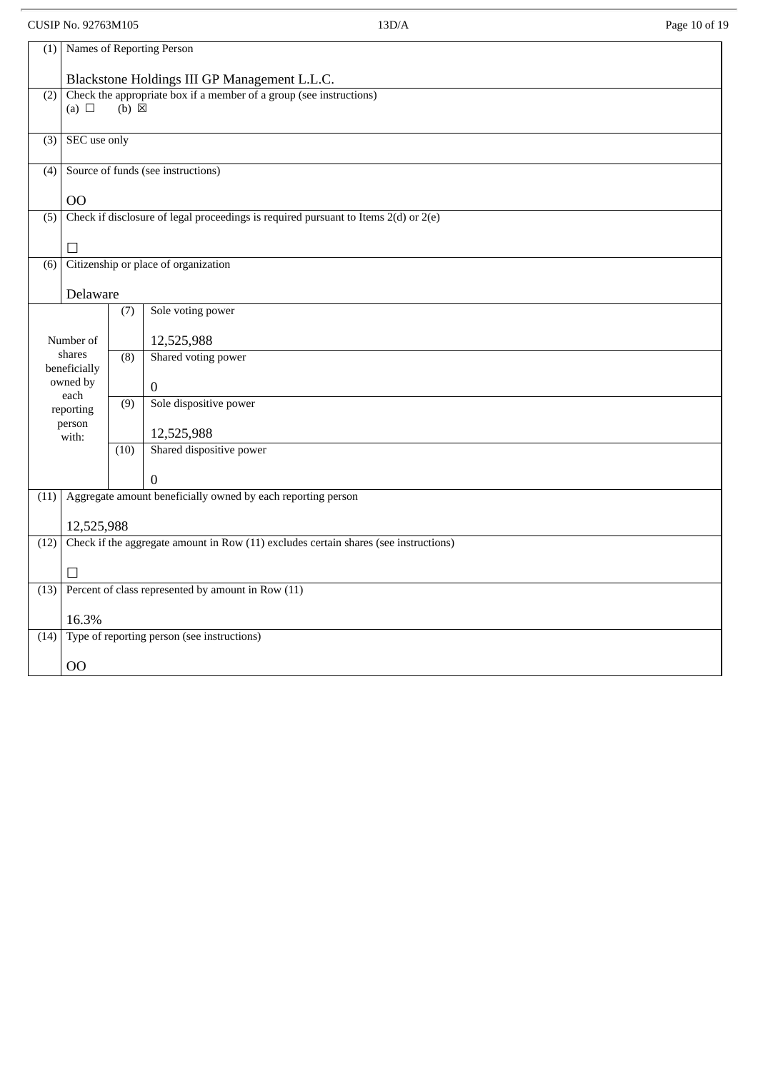| (1) | Names of Reporting Person<br><br>Blackstone Holdings III GP Management L.L.C. | | |
|---|---|---|---|
| (2) | Check the appropriate box if a member of a group (see instructions)<br>(a) ☐ (b) ☒ | | |
| (3) | SEC use only | | |
| (4) | Source of funds (see instructions)<br><br>OO | | |
| (5) | Check if disclosure of legal proceedings is required pursuant to Items 2(d) or 2(e)<br><br>☐ | | |
| (6) | Citizenship or place of organization<br><br>Delaware | | |
| Number of shares beneficially owned by each reporting person with: | | (7) | Sole voting power<br><br>12,525,988 |
| | | (8) | Shared voting power<br><br>0 |
| | | (9) | Sole dispositive power<br><br>12,525,988 |
| | | (10) | Shared dispositive power<br><br>0 |
| (11) | Aggregate amount beneficially owned by each reporting person<br><br>12,525,988 | | |
| (12) | Check if the aggregate amount in Row (11) excludes certain shares (see instructions)<br><br>☐ | | |
| (13) | Percent of class represented by amount in Row (11)<br><br>16.3% | | |
| (14) | Type of reporting person (see instructions)<br><br>OO | | |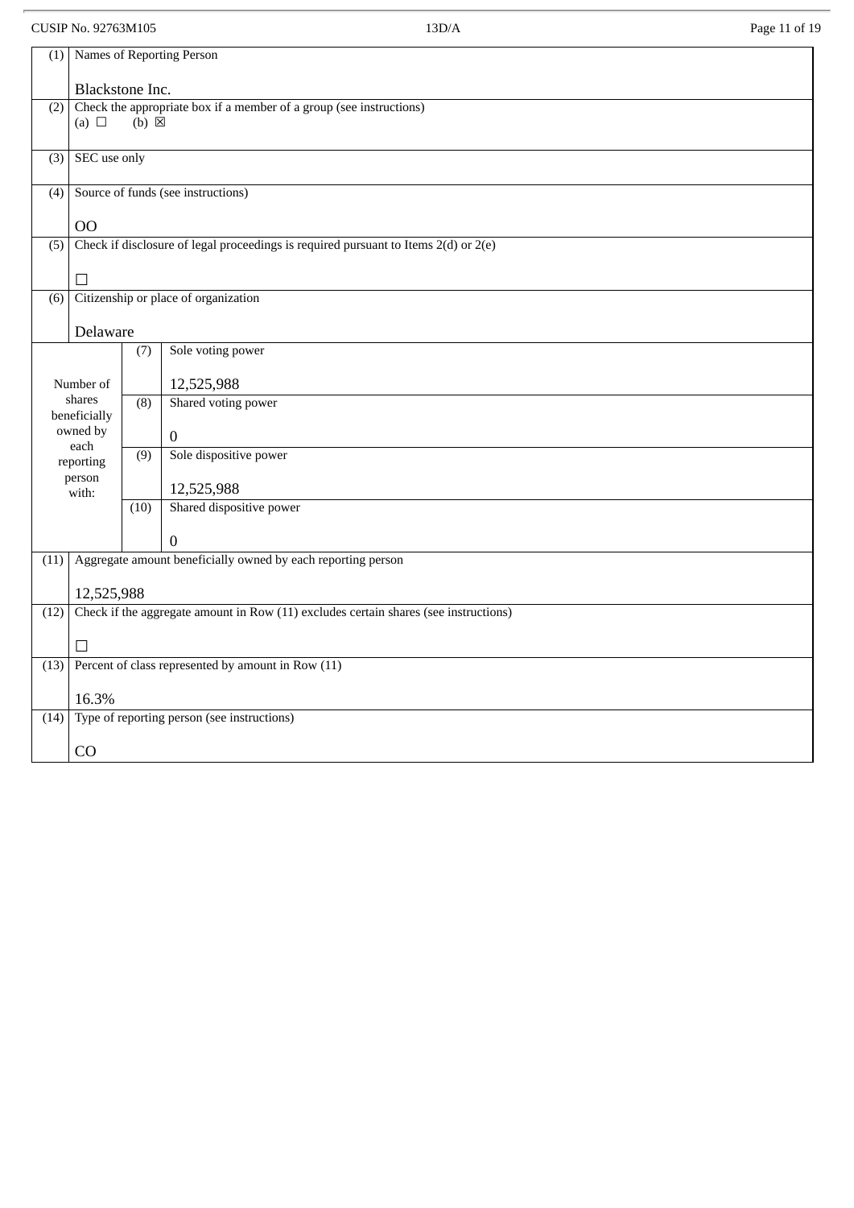CUSIP No. 92763M105

| (1) | Names of Reporting Person<br><br>Blackstone Inc. | | |
|---|---|---|---|
| (2) | Check the appropriate box if a member of a group (see instructions)<br>(a) ☐ (b) ☒ | | |
| (3) | SEC use only | | |
| (4) | Source of funds (see instructions)<br><br>OO | | |
| (5) | Check if disclosure of legal proceedings is required pursuant to Items 2(d) or 2(e)<br><br>☐ | | |
| (6) | Citizenship or place of organization<br><br>Delaware | | |
| Number of shares beneficially owned by each reporting person with: | | (7) | Sole voting power<br><br>12,525,988 |
| | | (8) | Shared voting power<br><br>0 |
| | | (9) | Sole dispositive power<br><br>12,525,988 |
| | | (10) | Shared dispositive power<br><br>0 |
| (11) | Aggregate amount beneficially owned by each reporting person<br><br>12,525,988 | | |
| (12) | Check if the aggregate amount in Row (11) excludes certain shares (see instructions)<br><br>☐ | | |
| (13) | Percent of class represented by amount in Row (11)<br><br>16.3% | | |
| (14) | Type of reporting person (see instructions)<br><br>CO | | |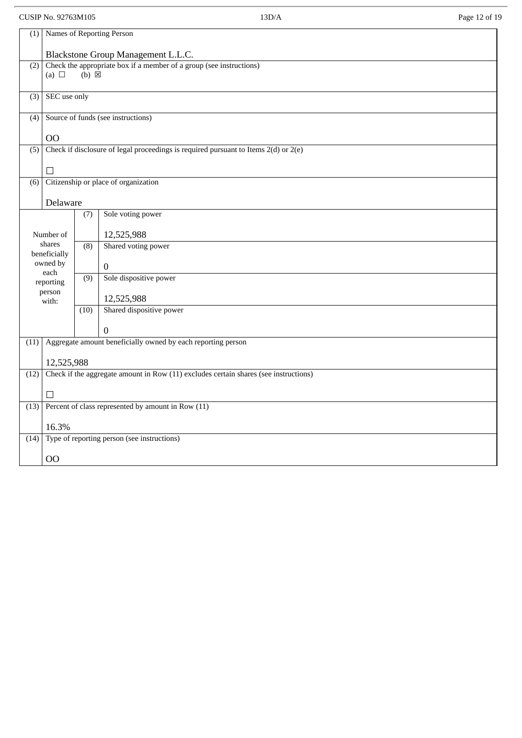| | | | |
|---|---|---|---|
| (1) | Names of Reporting Person<br><br>Blackstone Group Management L.L.C. | | |
| (2) | Check the appropriate box if a member of a group (see instructions)<br>(a) ☐ (b) ☒ | | |
| (3) | SEC use only | | |
| (4) | Source of funds (see instructions)<br><br>OO | | |
| (5) | Check if disclosure of legal proceedings is required pursuant to Items 2(d) or 2(e)<br><br>☐ | | |
| (6) | Citizenship or place of organization<br><br>Delaware | | |
| Number of shares beneficially owned by each reporting person with: | | (7) | Sole voting power<br><br>12,525,988 |
| | | (8) | Shared voting power<br><br>0 |
| | | (9) | Sole dispositive power<br><br>12,525,988 |
| | | (10) | Shared dispositive power<br><br>0 |
| (11) | Aggregate amount beneficially owned by each reporting person<br><br>12,525,988 | | |
| (12) | Check if the aggregate amount in Row (11) excludes certain shares (see instructions)<br><br>☐ | | |
| (13) | Percent of class represented by amount in Row (11)<br><br>16.3% | | |
| (14) | Type of reporting person (see instructions)<br><br>OO | | |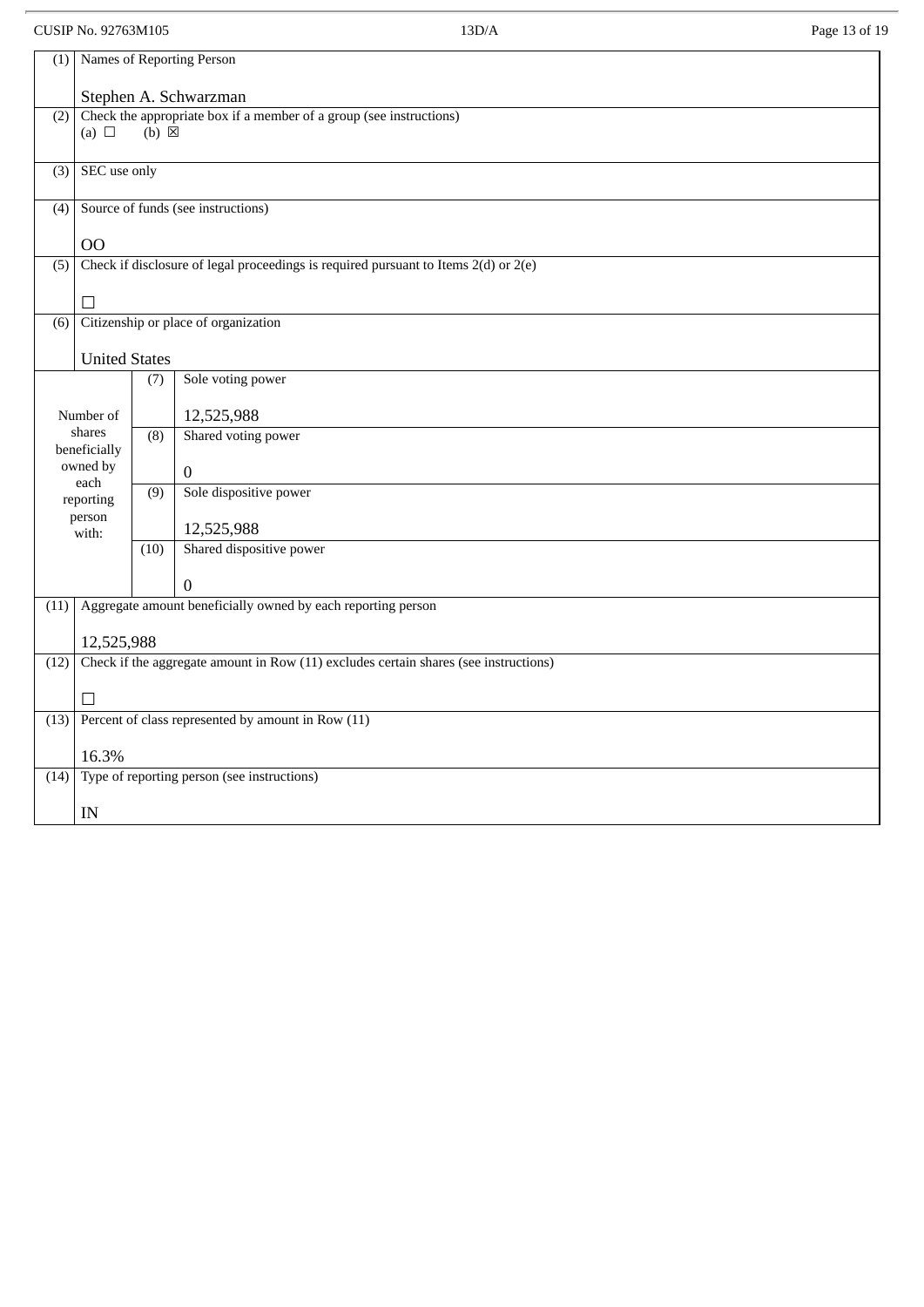| (1) | Names of Reporting Person<br><br>Stephen A. Schwarzman | | |
|---|---|---|---|
| (2) | Check the appropriate box if a member of a group (see instructions)<br>(a) ☐ (b) ☒ | | |
| (3) | SEC use only | | |
| (4) | Source of funds (see instructions)<br><br>OO | | |
| (5) | Check if disclosure of legal proceedings is required pursuant to Items 2(d) or 2(e)<br><br>☐ | | |
| (6) | Citizenship or place of organization<br><br>United States | | |
| Number of shares beneficially owned by each reporting person with: | | (7) | Sole voting power<br><br>12,525,988 |
| | | (8) | Shared voting power<br><br>0 |
| | | (9) | Sole dispositive power<br><br>12,525,988 |
| | | (10) | Shared dispositive power<br><br>0 |
| (11) | Aggregate amount beneficially owned by each reporting person<br><br>12,525,988 | | |
| (12) | Check if the aggregate amount in Row (11) excludes certain shares (see instructions)<br><br>☐ | | |
| (13) | Percent of class represented by amount in Row (11)<br><br>16.3% | | |
| (14) | Type of reporting person (see instructions)<br><br>IN | | |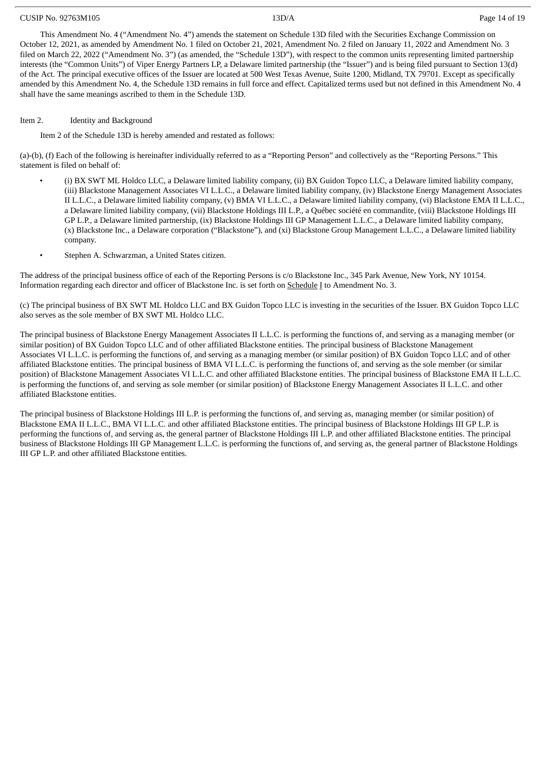This Amendment No. 4 ("Amendment No. 4") amends the statement on Schedule 13D filed with the Securities Exchange Commission on October 12, 2021, as amended by Amendment No. 1 filed on October 21, 2021, Amendment No. 2 filed on January 11, 2022 and Amendment No. 3 filed on March 22, 2022 ("Amendment No. 3") (as amended, the "Schedule 13D"), with respect to the common units representing limited partnership interests (the "Common Units") of Viper Energy Partners LP, a Delaware limited partnership (the "Issuer") and is being filed pursuant to Section 13(d) of the Act. The principal executive offices of the Issuer are located at 500 West Texas Avenue, Suite 1200, Midland, TX 79701. Except as specifically amended by this Amendment No. 4, the Schedule 13D remains in full force and effect. Capitalized terms used but not defined in this Amendment No. 4 shall have the same meanings ascribed to them in the Schedule 13D.

Item 2. Identity and Background

Item 2 of the Schedule 13D is hereby amended and restated as follows:

(a)-(b), (f) Each of the following is hereinafter individually referred to as a "Reporting Person" and collectively as the "Reporting Persons." This statement is filed on behalf of:

- (i) BX SWT ML Holdco LLC, a Delaware limited liability company, (ii) BX Guidon Topco LLC, a Delaware limited liability company, (iii) Blackstone Management Associates VI L.L.C., a Delaware limited liability company, (iv) Blackstone Energy Management Associates II L.L.C., a Delaware limited liability company, (v) BMA VI L.L.C., a Delaware limited liability company, (vi) Blackstone EMA II L.L.C., a Delaware limited liability company, (vii) Blackstone Holdings III L.P., a Québec société en commandite, (viii) Blackstone Holdings III GP L.P., a Delaware limited partnership, (ix) Blackstone Holdings III GP Management L.L.C., a Delaware limited liability company, (x) Blackstone Inc., a Delaware corporation ("Blackstone"), and (xi) Blackstone Group Management L.L.C., a Delaware limited liability company.
- Stephen A. Schwarzman, a United States citizen.

The address of the principal business office of each of the Reporting Persons is c/o Blackstone Inc., 345 Park Avenue, New York, NY 10154. Information regarding each director and officer of Blackstone Inc. is set forth on Schedule I to Amendment No. 3.

(c) The principal business of BX SWT ML Holdco LLC and BX Guidon Topco LLC is investing in the securities of the Issuer. BX Guidon Topco LLC also serves as the sole member of BX SWT ML Holdco LLC.

The principal business of Blackstone Energy Management Associates II L.L.C. is performing the functions of, and serving as a managing member (or similar position) of BX Guidon Topco LLC and of other affiliated Blackstone entities. The principal business of Blackstone Management Associates VI L.L.C. is performing the functions of, and serving as a managing member (or similar position) of BX Guidon Topco LLC and of other affiliated Blackstone entities. The principal business of BMA VI L.L.C. is performing the functions of, and serving as the sole member (or similar position) of Blackstone Management Associates VI L.L.C. and other affiliated Blackstone entities. The principal business of Blackstone EMA II L.L.C. is performing the functions of, and serving as sole member (or similar position) of Blackstone Energy Management Associates II L.L.C. and other affiliated Blackstone entities.

The principal business of Blackstone Holdings III L.P. is performing the functions of, and serving as, managing member (or similar position) of Blackstone EMA II L.L.C., BMA VI L.L.C. and other affiliated Blackstone entities. The principal business of Blackstone Holdings III GP L.P. is performing the functions of, and serving as, the general partner of Blackstone Holdings III L.P. and other affiliated Blackstone entities. The principal business of Blackstone Holdings III GP Management L.L.C. is performing the functions of, and serving as, the general partner of Blackstone Holdings III GP L.P. and other affiliated Blackstone entities.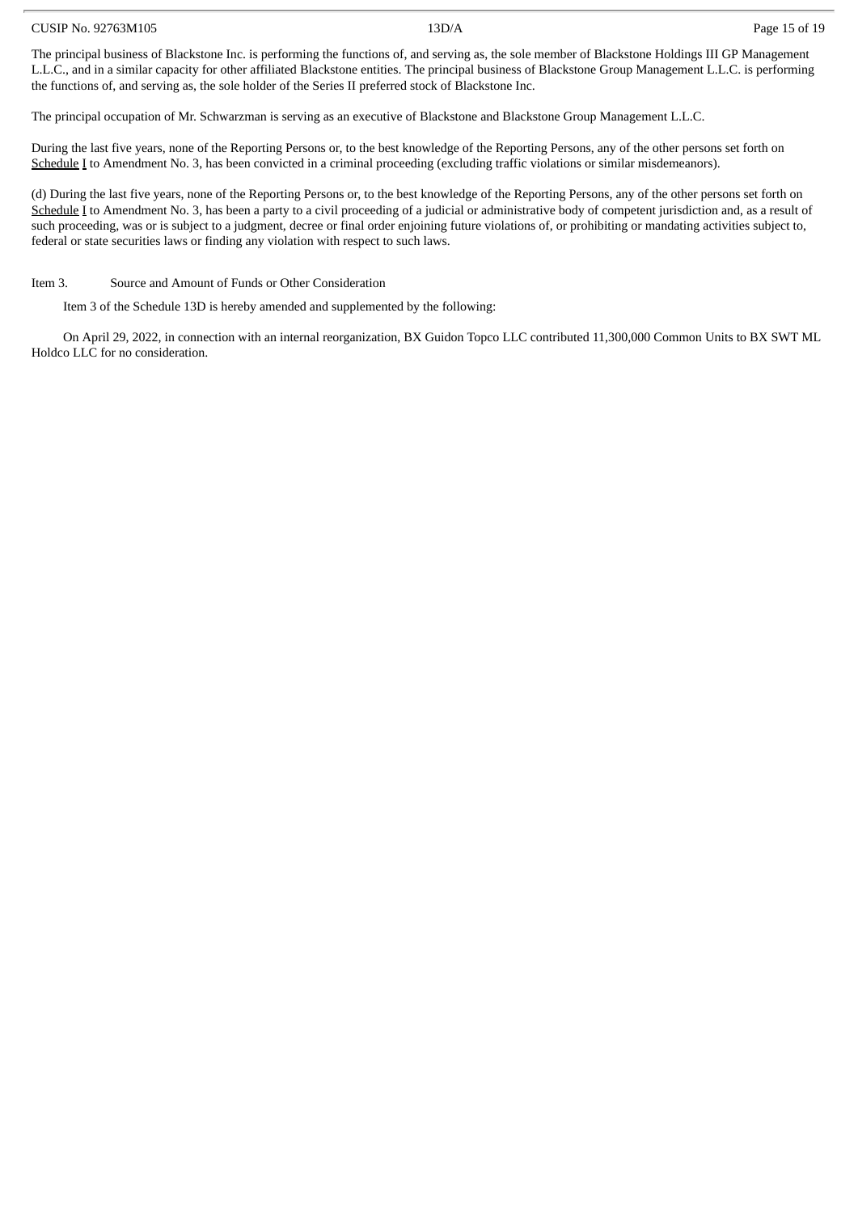The principal business of Blackstone Inc. is performing the functions of, and serving as, the sole member of Blackstone Holdings III GP Management L.L.C., and in a similar capacity for other affiliated Blackstone entities. The principal business of Blackstone Group Management L.L.C. is performing the functions of, and serving as, the sole holder of the Series II preferred stock of Blackstone Inc.

The principal occupation of Mr. Schwarzman is serving as an executive of Blackstone and Blackstone Group Management L.L.C.

During the last five years, none of the Reporting Persons or, to the best knowledge of the Reporting Persons, any of the other persons set forth on Schedule I to Amendment No. 3, has been convicted in a criminal proceeding (excluding traffic violations or similar misdemeanors).

(d) During the last five years, none of the Reporting Persons or, to the best knowledge of the Reporting Persons, any of the other persons set forth on Schedule I to Amendment No. 3, has been a party to a civil proceeding of a judicial or administrative body of competent jurisdiction and, as a result of such proceeding, was or is subject to a judgment, decree or final order enjoining future violations of, or prohibiting or mandating activities subject to, federal or state securities laws or finding any violation with respect to such laws.

Item 3. Source and Amount of Funds or Other Consideration

Item 3 of the Schedule 13D is hereby amended and supplemented by the following:

On April 29, 2022, in connection with an internal reorganization, BX Guidon Topco LLC contributed 11,300,000 Common Units to BX SWT ML Holdco LLC for no consideration.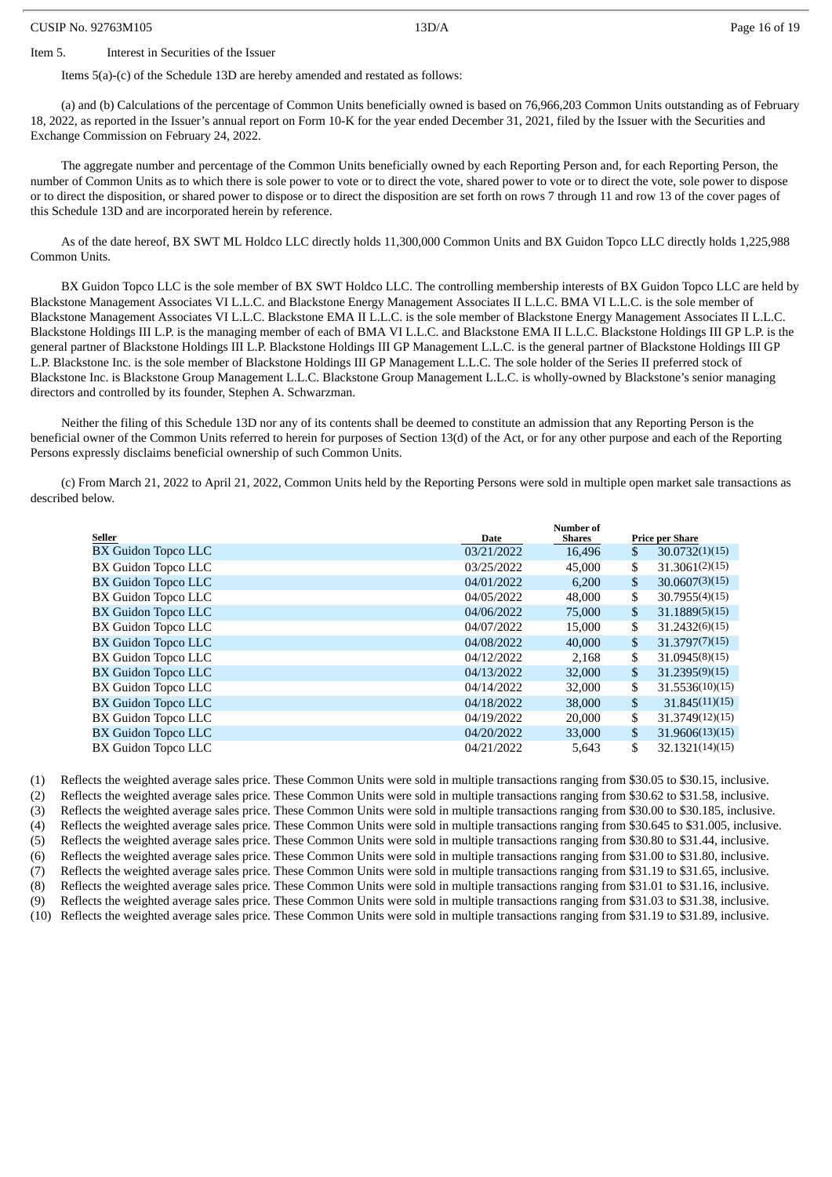Item 5. Interest in Securities of the Issuer

Items 5(a)-(c) of the Schedule 13D are hereby amended and restated as follows:

(a) and (b) Calculations of the percentage of Common Units beneficially owned is based on 76,966,203 Common Units outstanding as of February 18, 2022, as reported in the Issuer's annual report on Form 10-K for the year ended December 31, 2021, filed by the Issuer with the Securities and Exchange Commission on February 24, 2022.

The aggregate number and percentage of the Common Units beneficially owned by each Reporting Person and, for each Reporting Person, the number of Common Units as to which there is sole power to vote or to direct the vote, shared power to vote or to direct the vote, sole power to dispose or to direct the disposition, or shared power to dispose or to direct the disposition are set forth on rows 7 through 11 and row 13 of the cover pages of this Schedule 13D and are incorporated herein by reference.

As of the date hereof, BX SWT ML Holdco LLC directly holds 11,300,000 Common Units and BX Guidon Topco LLC directly holds 1,225,988 Common Units.

BX Guidon Topco LLC is the sole member of BX SWT Holdco LLC. The controlling membership interests of BX Guidon Topco LLC are held by Blackstone Management Associates VI L.L.C. and Blackstone Energy Management Associates II L.L.C. BMA VI L.L.C. is the sole member of Blackstone Management Associates VI L.L.C. Blackstone EMA II L.L.C. is the sole member of Blackstone Energy Management Associates II L.L.C. Blackstone Holdings III L.P. is the managing member of each of BMA VI L.L.C. and Blackstone EMA II L.L.C. Blackstone Holdings III GP L.P. is the general partner of Blackstone Holdings III L.P. Blackstone Holdings III GP Management L.L.C. is the general partner of Blackstone Holdings III GP L.P. Blackstone Inc. is the sole member of Blackstone Holdings III GP Management L.L.C. The sole holder of the Series II preferred stock of Blackstone Inc. is Blackstone Group Management L.L.C. Blackstone Group Management L.L.C. is wholly-owned by Blackstone's senior managing directors and controlled by its founder, Stephen A. Schwarzman.

Neither the filing of this Schedule 13D nor any of its contents shall be deemed to constitute an admission that any Reporting Person is the beneficial owner of the Common Units referred to herein for purposes of Section 13(d) of the Act, or for any other purpose and each of the Reporting Persons expressly disclaims beneficial ownership of such Common Units.

(c) From March 21, 2022 to April 21, 2022, Common Units held by the Reporting Persons were sold in multiple open market sale transactions as described below.

| Seller | Date | Number of Shares | Price per Share |
|---|---|---|---|
| BX Guidon Topco LLC | 03/21/2022 | 16,496 | $ 30.0732(1)(15) |
| BX Guidon Topco LLC | 03/25/2022 | 45,000 | $ 31.3061(2)(15) |
| BX Guidon Topco LLC | 04/01/2022 | 6,200 | $ 30.0607(3)(15) |
| BX Guidon Topco LLC | 04/05/2022 | 48,000 | $ 30.7955(4)(15) |
| BX Guidon Topco LLC | 04/06/2022 | 75,000 | $ 31.1889(5)(15) |
| BX Guidon Topco LLC | 04/07/2022 | 15,000 | $ 31.2432(6)(15) |
| BX Guidon Topco LLC | 04/08/2022 | 40,000 | $ 31.3797(7)(15) |
| BX Guidon Topco LLC | 04/12/2022 | 2,168 | $ 31.0945(8)(15) |
| BX Guidon Topco LLC | 04/13/2022 | 32,000 | $ 31.2395(9)(15) |
| BX Guidon Topco LLC | 04/14/2022 | 32,000 | $ 31.5536(10)(15) |
| BX Guidon Topco LLC | 04/18/2022 | 38,000 | $ 31.845(11)(15) |
| BX Guidon Topco LLC | 04/19/2022 | 20,000 | $ 31.3749(12)(15) |
| BX Guidon Topco LLC | 04/20/2022 | 33,000 | $ 31.9606(13)(15) |
| BX Guidon Topco LLC | 04/21/2022 | 5,643 | $ 32.1321(14)(15) |

(1) Reflects the weighted average sales price. These Common Units were sold in multiple transactions ranging from $30.05 to $30.15, inclusive.

(2) Reflects the weighted average sales price. These Common Units were sold in multiple transactions ranging from $30.62 to $31.58, inclusive.

(3) Reflects the weighted average sales price. These Common Units were sold in multiple transactions ranging from $30.00 to $30.185, inclusive.

(4) Reflects the weighted average sales price. These Common Units were sold in multiple transactions ranging from $30.645 to $31.005, inclusive.

(5) Reflects the weighted average sales price. These Common Units were sold in multiple transactions ranging from $30.80 to $31.44, inclusive.

(6) Reflects the weighted average sales price. These Common Units were sold in multiple transactions ranging from $31.00 to $31.80, inclusive.

(7) Reflects the weighted average sales price. These Common Units were sold in multiple transactions ranging from $31.19 to $31.65, inclusive.

(8) Reflects the weighted average sales price. These Common Units were sold in multiple transactions ranging from $31.01 to $31.16, inclusive.

(9) Reflects the weighted average sales price. These Common Units were sold in multiple transactions ranging from $31.03 to $31.38, inclusive.

(10) Reflects the weighted average sales price. These Common Units were sold in multiple transactions ranging from $31.19 to $31.89, inclusive.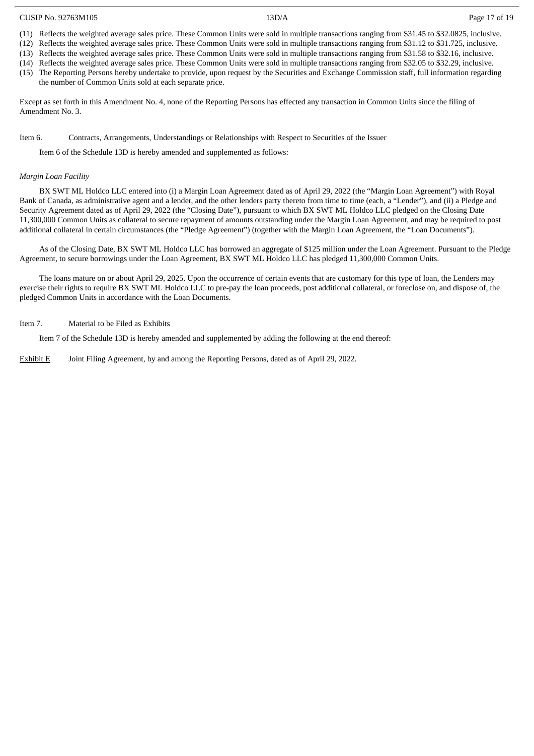(11) Reflects the weighted average sales price. These Common Units were sold in multiple transactions ranging from $31.45 to $32.0825, inclusive.
(12) Reflects the weighted average sales price. These Common Units were sold in multiple transactions ranging from $31.12 to $31.725, inclusive.
(13) Reflects the weighted average sales price. These Common Units were sold in multiple transactions ranging from $31.58 to $32.16, inclusive.
(14) Reflects the weighted average sales price. These Common Units were sold in multiple transactions ranging from $32.05 to $32.29, inclusive.
(15) The Reporting Persons hereby undertake to provide, upon request by the Securities and Exchange Commission staff, full information regarding the number of Common Units sold at each separate price.

Except as set forth in this Amendment No. 4, none of the Reporting Persons has effected any transaction in Common Units since the filing of Amendment No. 3.

Item 6. Contracts, Arrangements, Understandings or Relationships with Respect to Securities of the Issuer

Item 6 of the Schedule 13D is hereby amended and supplemented as follows:

*Margin Loan Facility*

BX SWT ML Holdco LLC entered into (i) a Margin Loan Agreement dated as of April 29, 2022 (the "Margin Loan Agreement") with Royal Bank of Canada, as administrative agent and a lender, and the other lenders party thereto from time to time (each, a "Lender"), and (ii) a Pledge and Security Agreement dated as of April 29, 2022 (the "Closing Date"), pursuant to which BX SWT ML Holdco LLC pledged on the Closing Date 11,300,000 Common Units as collateral to secure repayment of amounts outstanding under the Margin Loan Agreement, and may be required to post additional collateral in certain circumstances (the "Pledge Agreement") (together with the Margin Loan Agreement, the "Loan Documents").

As of the Closing Date, BX SWT ML Holdco LLC has borrowed an aggregate of $125 million under the Loan Agreement. Pursuant to the Pledge Agreement, to secure borrowings under the Loan Agreement, BX SWT ML Holdco LLC has pledged 11,300,000 Common Units.

The loans mature on or about April 29, 2025. Upon the occurrence of certain events that are customary for this type of loan, the Lenders may exercise their rights to require BX SWT ML Holdco LLC to pre-pay the loan proceeds, post additional collateral, or foreclose on, and dispose of, the pledged Common Units in accordance with the Loan Documents.

Item 7. Material to be Filed as Exhibits

Item 7 of the Schedule 13D is hereby amended and supplemented by adding the following at the end thereof:

Exhibit E Joint Filing Agreement, by and among the Reporting Persons, dated as of April 29, 2022.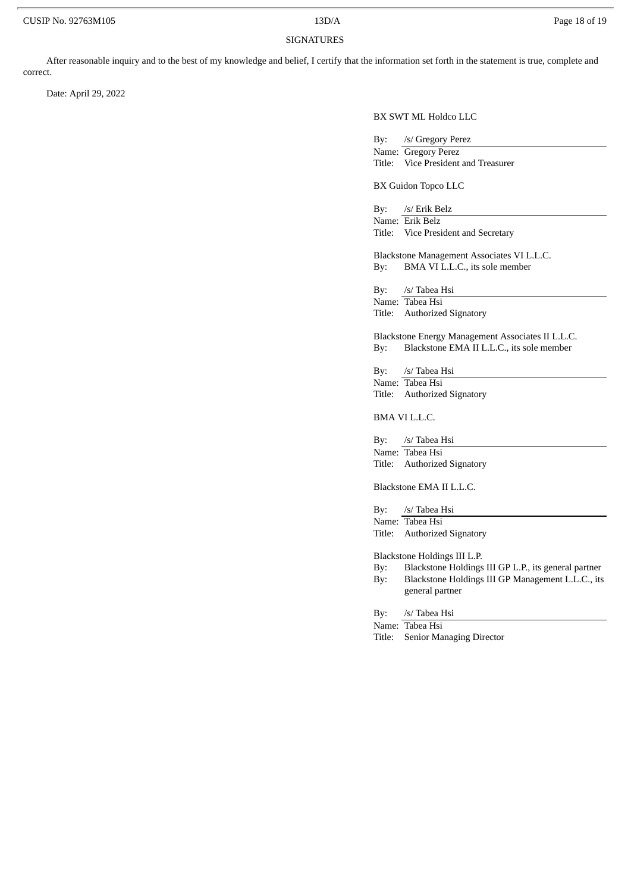## SIGNATURES

After reasonable inquiry and to the best of my knowledge and belief, I certify that the information set forth in the statement is true, complete and correct.

Date: April 29, 2022

BX SWT ML Holdco LLC

By: /s/ Gregory Perez
Name: Gregory Perez
Title: Vice President and Treasurer

BX Guidon Topco LLC

By: /s/ Erik Belz
Name: Erik Belz
Title: Vice President and Secretary

Blackstone Management Associates VI L.L.C.
By: BMA VI L.L.C., its sole member

By: /s/ Tabea Hsi
Name: Tabea Hsi
Title: Authorized Signatory

Blackstone Energy Management Associates II L.L.C.
By: Blackstone EMA II L.L.C., its sole member

By: /s/ Tabea Hsi
Name: Tabea Hsi
Title: Authorized Signatory

BMA VI L.L.C.

By: /s/ Tabea Hsi
Name: Tabea Hsi
Title: Authorized Signatory

Blackstone EMA II L.L.C.

By: /s/ Tabea Hsi
Name: Tabea Hsi
Title: Authorized Signatory

Blackstone Holdings III L.P.
By: Blackstone Holdings III GP L.P., its general partner
By: Blackstone Holdings III GP Management L.L.C., its general partner

By: /s/ Tabea Hsi
Name: Tabea Hsi
Title: Senior Managing Director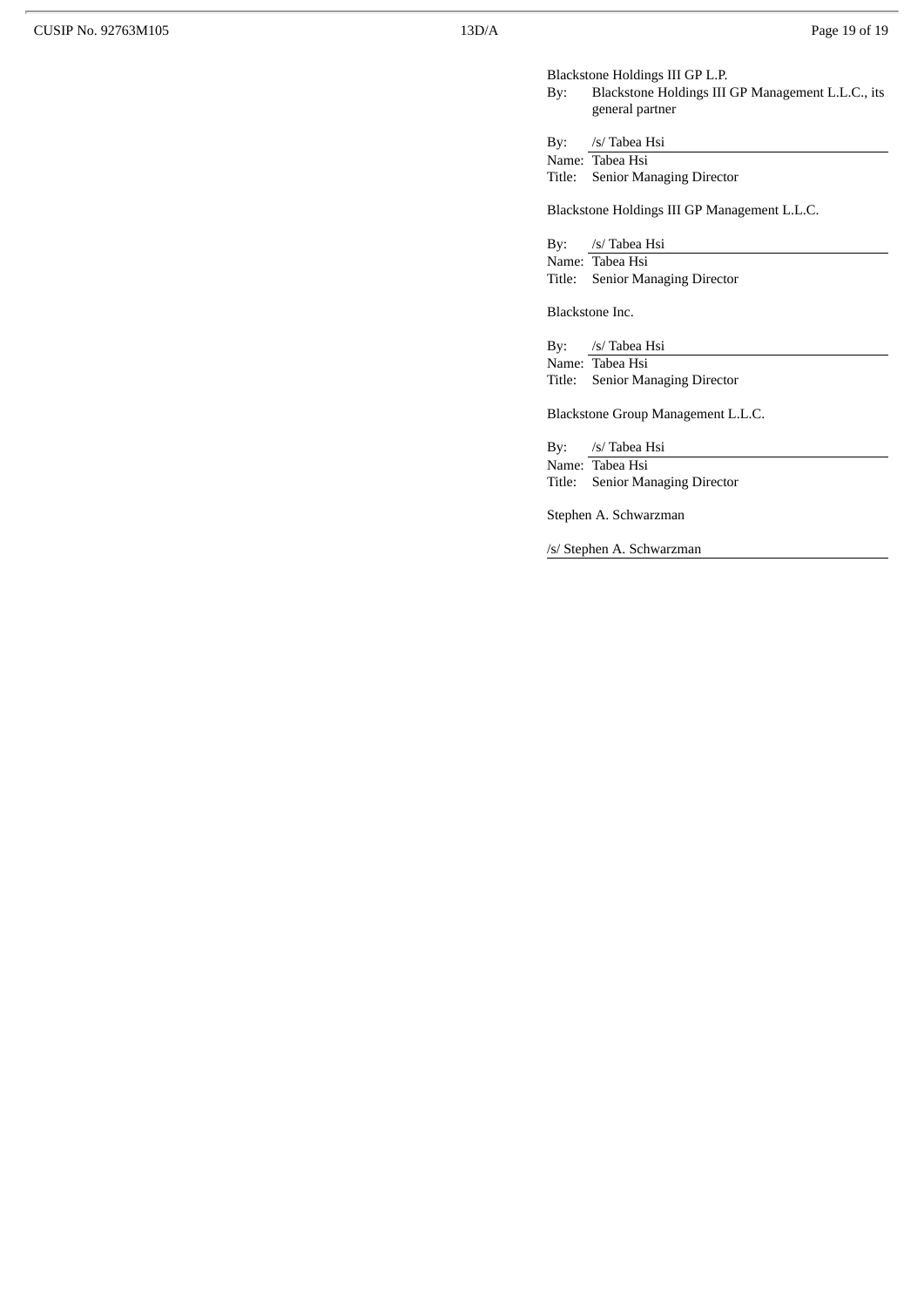Blackstone Holdings III GP L.P.

By: Blackstone Holdings III GP Management L.L.C., its general partner

By: /s/ Tabea Hsi
Name: Tabea Hsi
Title: Senior Managing Director

Blackstone Holdings III GP Management L.L.C.

By: /s/ Tabea Hsi
Name: Tabea Hsi
Title: Senior Managing Director

Blackstone Inc.

By: /s/ Tabea Hsi
Name: Tabea Hsi
Title: Senior Managing Director

Blackstone Group Management L.L.C.

By: /s/ Tabea Hsi
Name: Tabea Hsi
Title: Senior Managing Director

Stephen A. Schwarzman

/s/ Stephen A. Schwarzman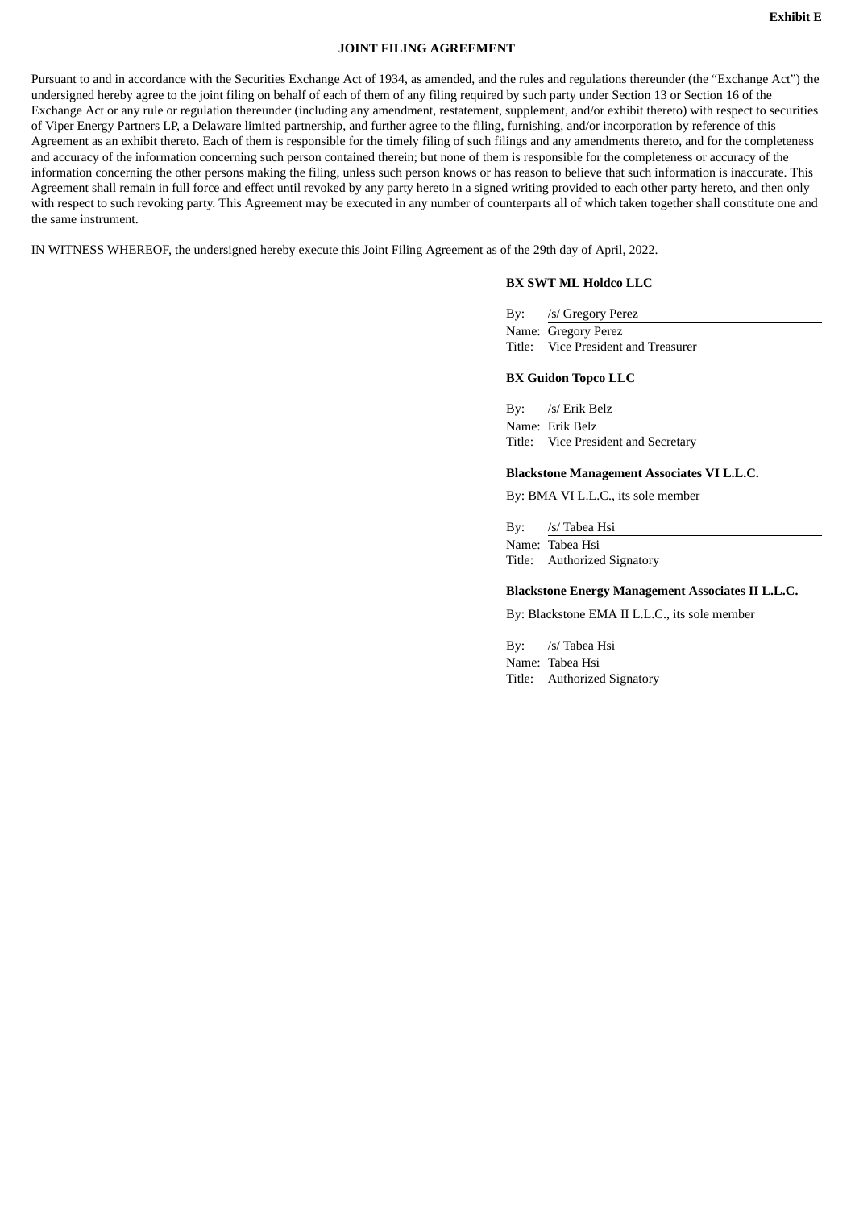**Exhibit E**

**JOINT FILING AGREEMENT**

Pursuant to and in accordance with the Securities Exchange Act of 1934, as amended, and the rules and regulations thereunder (the “Exchange Act”) the undersigned hereby agree to the joint filing on behalf of each of them of any filing required by such party under Section 13 or Section 16 of the Exchange Act or any rule or regulation thereunder (including any amendment, restatement, supplement, and/or exhibit thereto) with respect to securities of Viper Energy Partners LP, a Delaware limited partnership, and further agree to the filing, furnishing, and/or incorporation by reference of this Agreement as an exhibit thereto. Each of them is responsible for the timely filing of such filings and any amendments thereto, and for the completeness and accuracy of the information concerning such person contained therein; but none of them is responsible for the completeness or accuracy of the information concerning the other persons making the filing, unless such person knows or has reason to believe that such information is inaccurate. This Agreement shall remain in full force and effect until revoked by any party hereto in a signed writing provided to each other party hereto, and then only with respect to such revoking party. This Agreement may be executed in any number of counterparts all of which taken together shall constitute one and the same instrument.

IN WITNESS WHEREOF, the undersigned hereby execute this Joint Filing Agreement as of the 29th day of April, 2022.

**BX SWT ML Holdco LLC**

By: /s/ Gregory Perez
Name: Gregory Perez
Title: Vice President and Treasurer

**BX Guidon Topco LLC**

By: /s/ Erik Belz
Name: Erik Belz
Title: Vice President and Secretary

**Blackstone Management Associates VI L.L.C.**

By: BMA VI L.L.C., its sole member

By: /s/ Tabea Hsi
Name: Tabea Hsi
Title: Authorized Signatory

**Blackstone Energy Management Associates II L.L.C.**

By: Blackstone EMA II L.L.C., its sole member

By: /s/ Tabea Hsi
Name: Tabea Hsi
Title: Authorized Signatory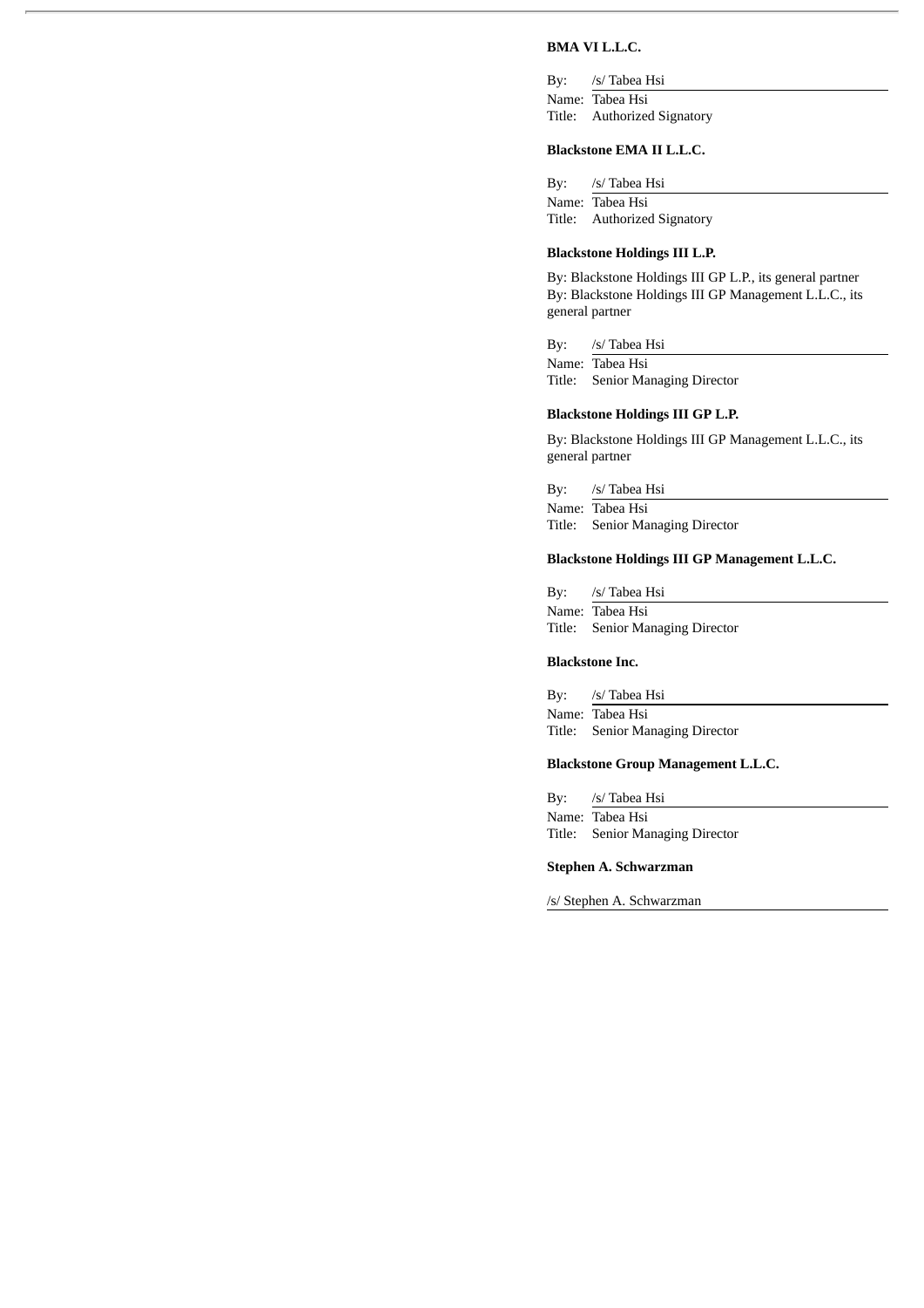**BMA VI L.L.C.**

By: /s/ Tabea Hsi
Name: Tabea Hsi
Title: Authorized Signatory

**Blackstone EMA II L.L.C.**

By: /s/ Tabea Hsi
Name: Tabea Hsi
Title: Authorized Signatory

**Blackstone Holdings III L.P.**

By: Blackstone Holdings III GP L.P., its general partner
By: Blackstone Holdings III GP Management L.L.C., its general partner

By: /s/ Tabea Hsi
Name: Tabea Hsi
Title: Senior Managing Director

**Blackstone Holdings III GP L.P.**

By: Blackstone Holdings III GP Management L.L.C., its general partner

By: /s/ Tabea Hsi
Name: Tabea Hsi
Title: Senior Managing Director

**Blackstone Holdings III GP Management L.L.C.**

By: /s/ Tabea Hsi
Name: Tabea Hsi
Title: Senior Managing Director

**Blackstone Inc.**

By: /s/ Tabea Hsi
Name: Tabea Hsi
Title: Senior Managing Director

**Blackstone Group Management L.L.C.**

By: /s/ Tabea Hsi
Name: Tabea Hsi
Title: Senior Managing Director

**Stephen A. Schwarzman**

/s/ Stephen A. Schwarzman